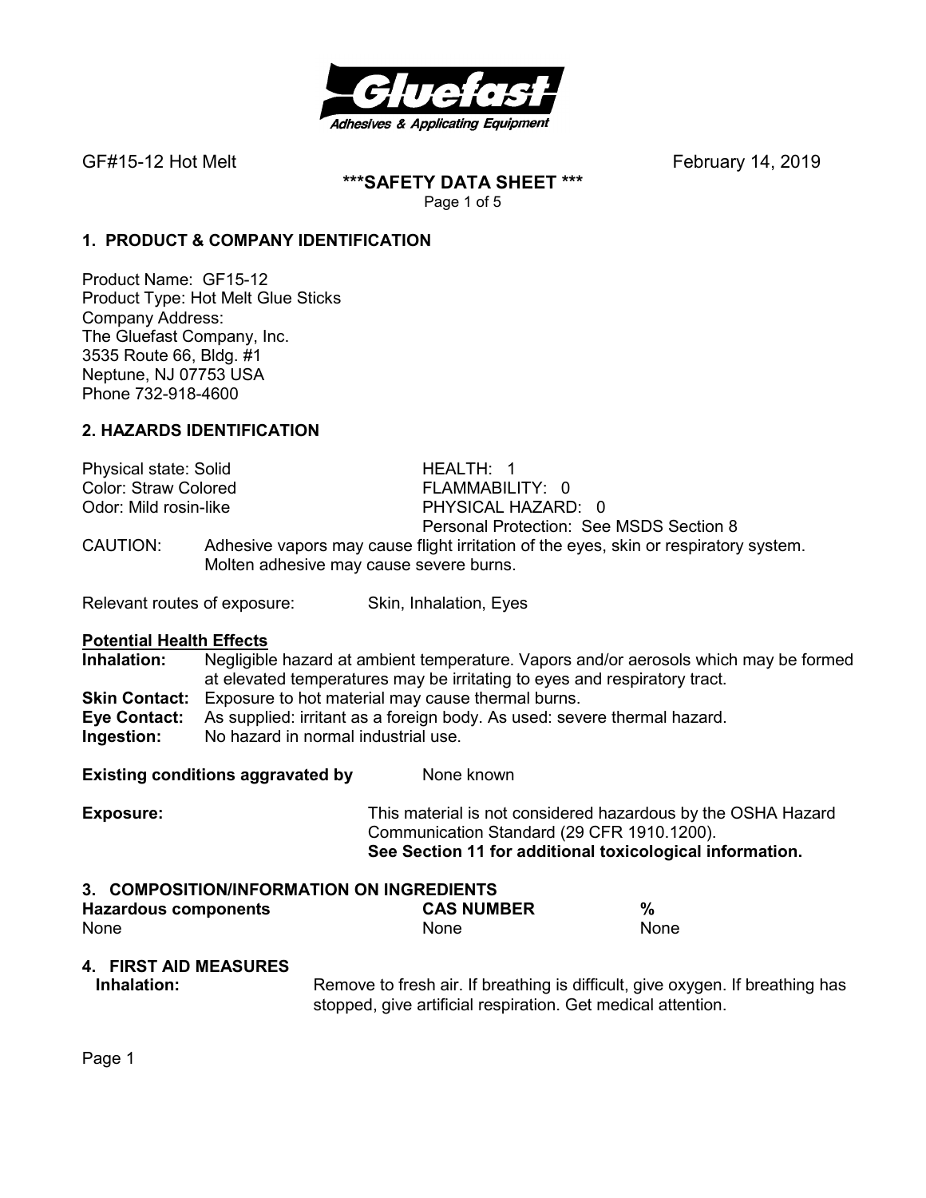GF#15-12 Hot Melt February 14, 2019

# ***SAFETY DATA SHEET ***

## 1. PRODUCT & COMPANY IDENTIFICATION

Product Name: GF15-12
Product Type: Hot Melt Glue Sticks
Company Address:
The Gluefast Company, Inc.
3535 Route 66, Bldg. #1
Neptune, NJ 07753 USA
Phone 732-918-4600

## 2. HAZARDS IDENTIFICATION

Physical state: Solid
Color: Straw Colored
Odor: Mild rosin-like

HEALTH: 1
FLAMMABILITY: 0
PHYSICAL HAZARD: 0
Personal Protection: See MSDS Section 8

CAUTION: Adhesive vapors may cause flight irritation of the eyes, skin or respiratory system. Molten adhesive may cause severe burns.

Relevant routes of exposure: Skin, Inhalation, Eyes

**Potential Health Effects**

**Inhalation:** Negligible hazard at ambient temperature. Vapors and/or aerosols which may be formed at elevated temperatures may be irritating to eyes and respiratory tract.
**Skin Contact:** Exposure to hot material may cause thermal burns.
**Eye Contact:** As supplied: irritant as a foreign body. As used: severe thermal hazard.
**Ingestion:** No hazard in normal industrial use.

**Existing conditions aggravated by** None known

**Exposure:** This material is not considered hazardous by the OSHA Hazard Communication Standard (29 CFR 1910.1200).
**See Section 11 for additional toxicological information.**

## 3. COMPOSITION/INFORMATION ON INGREDIENTS

| Hazardous components | CAS NUMBER | % |
|---|---|---|
| None | None | None |

## 4. FIRST AID MEASURES

**Inhalation:** Remove to fresh air. If breathing is difficult, give oxygen. If breathing has stopped, give artificial respiration. Get medical attention.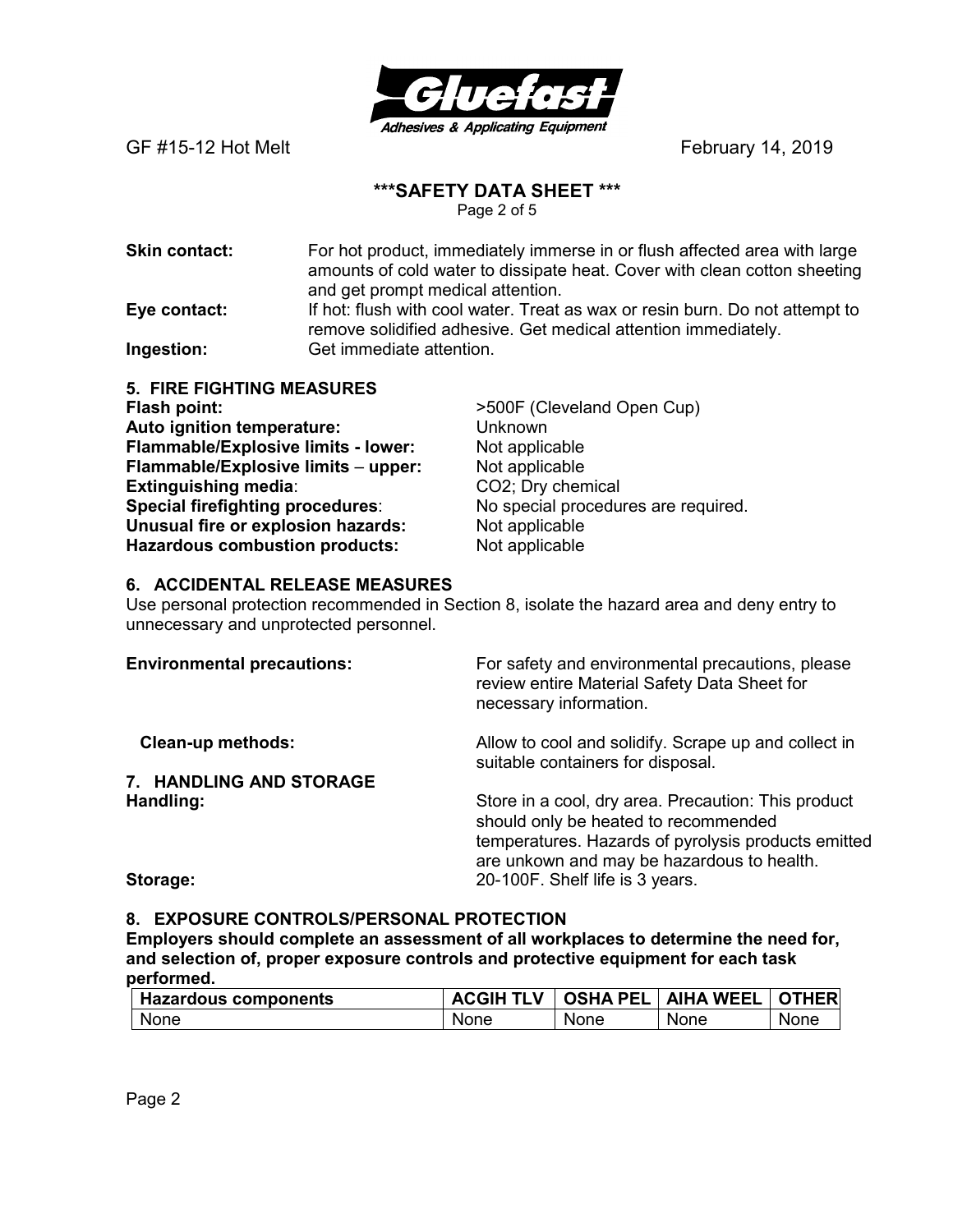**Skin contact:** For hot product, immediately immerse in or flush affected area with large amounts of cold water to dissipate heat. Cover with clean cotton sheeting and get prompt medical attention.

**Eye contact:** If hot: flush with cool water. Treat as wax or resin burn. Do not attempt to remove solidified adhesive. Get medical attention immediately.

**Ingestion:** Get immediate attention.

## 5. FIRE FIGHTING MEASURES

**Flash point:** >500F (Cleveland Open Cup)
**Auto ignition temperature:** Unknown
**Flammable/Explosive limits - lower:** Not applicable
**Flammable/Explosive limits – upper:** Not applicable
**Extinguishing media**: $CO_2$; Dry chemical
**Special firefighting procedures**: No special procedures are required.
**Unusual fire or explosion hazards:** Not applicable
**Hazardous combustion products:** Not applicable

## 6. ACCIDENTAL RELEASE MEASURES

Use personal protection recommended in Section 8, isolate the hazard area and deny entry to unnecessary and unprotected personnel.

**Environmental precautions:** For safety and environmental precautions, please review entire Material Safety Data Sheet for necessary information.

**Clean-up methods:** Allow to cool and solidify. Scrape up and collect in suitable containers for disposal.

## 7. HANDLING AND STORAGE

**Handling:** Store in a cool, dry area. Precaution: This product should only be heated to recommended temperatures. Hazards of pyrolysis products emitted are unkown and may be hazardous to health.

**Storage:** 20-100F. Shelf life is 3 years.

## 8. EXPOSURE CONTROLS/PERSONAL PROTECTION

**Employers should complete an assessment of all workplaces to determine the need for, and selection of, proper exposure controls and protective equipment for each task performed.**

| Hazardous components | ACGIH TLV | OSHA PEL | AIHA WEEL | OTHER |
|---|---|---|---|---|
| None | None | None | None | None |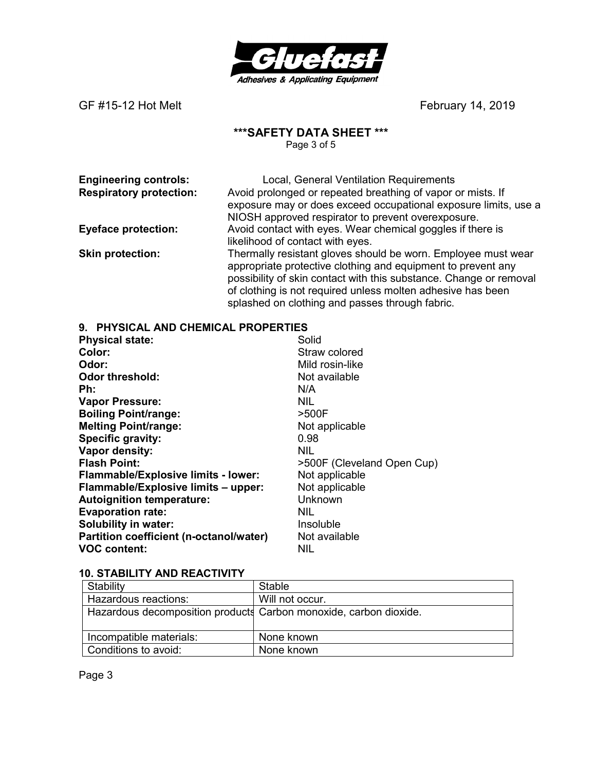**Engineering controls:** Local, General Ventilation Requirements

**Respiratory protection:** Avoid prolonged or repeated breathing of vapor or mists. If exposure may or does exceed occupational exposure limits, use a NIOSH approved respirator to prevent overexposure.

**Eyeface protection:** Avoid contact with eyes. Wear chemical goggles if there is likelihood of contact with eyes.

**Skin protection:** Thermally resistant gloves should be worn. Employee must wear appropriate protective clothing and equipment to prevent any possibility of skin contact with this substance. Change or removal of clothing is not required unless molten adhesive has been splashed on clothing and passes through fabric.

## 9. PHYSICAL AND CHEMICAL PROPERTIES

**Physical state:** Solid
**Color:** Straw colored
**Odor:** Mild rosin-like
**Odor threshold:** Not available
**Ph:** N/A
**Vapor Pressure:** NIL
**Boiling Point/range:** >500F
**Melting Point/range:** Not applicable
**Specific gravity:** 0.98
**Vapor density:** NIL
**Flash Point:** >500F (Cleveland Open Cup)
**Flammable/Explosive limits - lower:** Not applicable
**Flammable/Explosive limits – upper:** Not applicable
**Autoignition temperature:** Unknown
**Evaporation rate:** NIL
**Solubility in water:** Insoluble
**Partition coefficient (n-octanol/water)** Not available
**VOC content:** NIL

## 10. STABILITY AND REACTIVITY

| Stability | Stable |
|---|---|
| Hazardous reactions: | Will not occur. |
| Hazardous decomposition products | Carbon monoxide, carbon dioxide. |
| Incompatible materials: | None known |
| Conditions to avoid: | None known |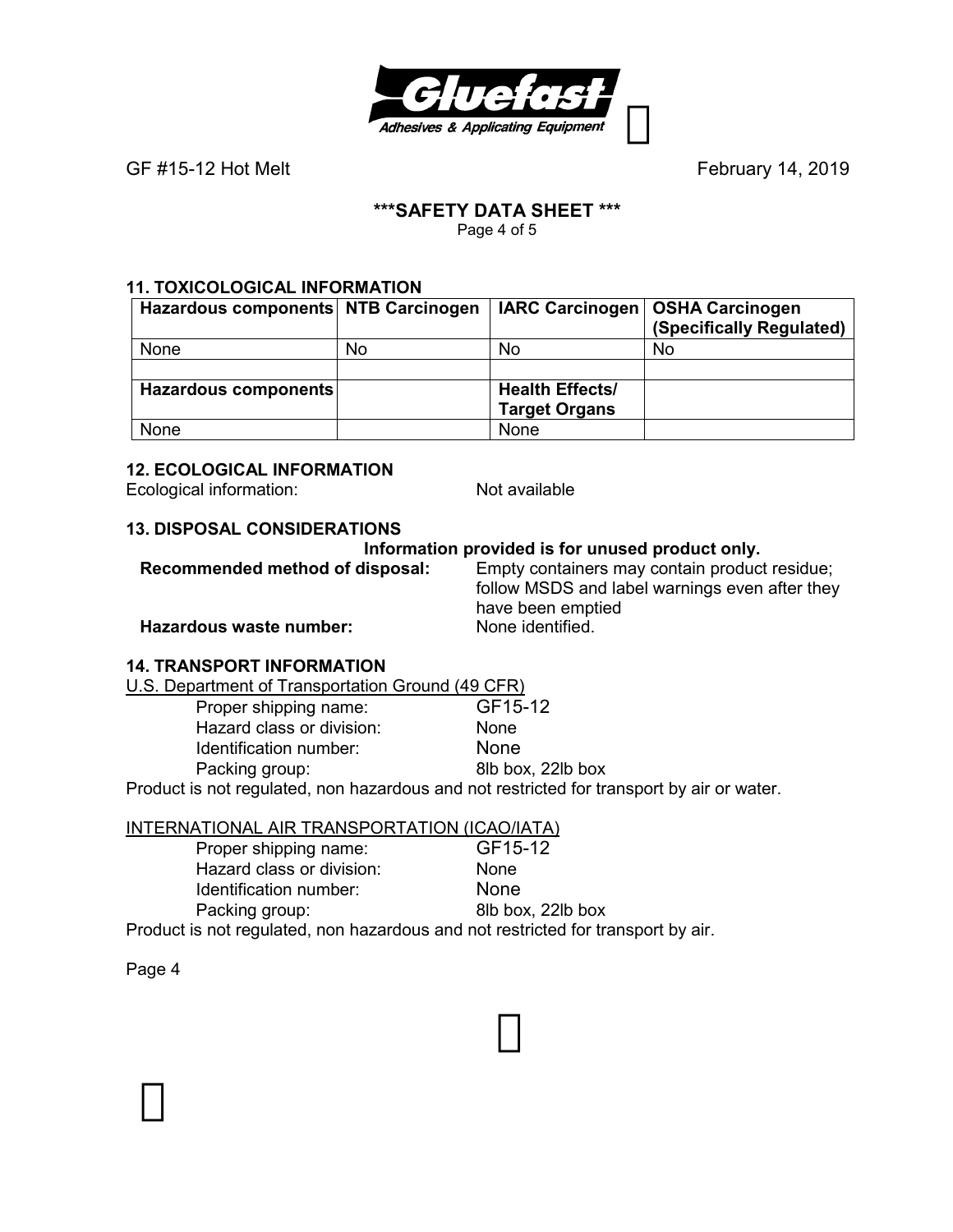## 11. TOXICOLOGICAL INFORMATION

| Hazardous components | NTB Carcinogen | IARC Carcinogen | OSHA Carcinogen (Specifically Regulated) |
|---|---|---|---|
| None | No | No | No |
| | | | |
| **Hazardous components** | | **Health Effects/ Target Organs** | |
| None | | None | |

## 12. ECOLOGICAL INFORMATION

Ecological information: Not available

## 13. DISPOSAL CONSIDERATIONS

**Information provided is for unused product only.**

**Recommended method of disposal:** Empty containers may contain product residue; follow MSDS and label warnings even after they have been emptied

**Hazardous waste number:** None identified.

## 14. TRANSPORT INFORMATION

U.S. Department of Transportation Ground (49 CFR)

- Proper shipping name: GF15-12
- Hazard class or division: None
- Identification number: None
- Packing group: 8lb box, 22lb box

Product is not regulated, non hazardous and not restricted for transport by air or water.

INTERNATIONAL AIR TRANSPORTATION (ICAO/IATA)

- Proper shipping name: GF15-12
- Hazard class or division: None
- Identification number: None
- Packing group: 8lb box, 22lb box

Product is not regulated, non hazardous and not restricted for transport by air.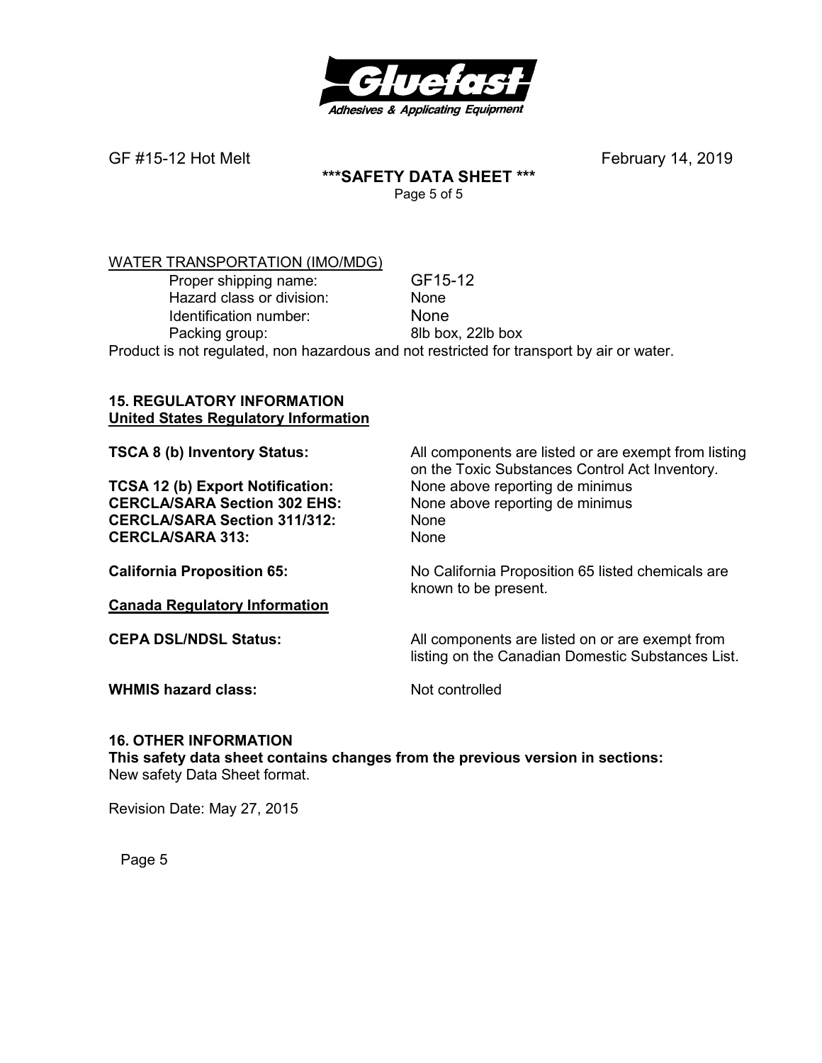WATER TRANSPORTATION (IMO/MDG)

| | |
|---|---|
| Proper shipping name: | GF15-12 |
| Hazard class or division: | None |
| Identification number: | None |
| Packing group: | 8lb box, 22lb box |

Product is not regulated, non hazardous and not restricted for transport by air or water.

## 15. REGULATORY INFORMATION

**United States Regulatory Information**

| | |
|---|---|
| **TSCA 8 (b) Inventory Status:** | All components are listed or are exempt from listing on the Toxic Substances Control Act Inventory. |
| **TCSA 12 (b) Export Notification:** | None above reporting de minimus |
| **CERCLA/SARA Section 302 EHS:** | None above reporting de minimus |
| **CERCLA/SARA Section 311/312:** | None |
| **CERCLA/SARA 313:** | None |
| **California Proposition 65:** | No California Proposition 65 listed chemicals are known to be present. |

**Canada Regulatory Information**

| | |
|---|---|
| **CEPA DSL/NDSL Status:** | All components are listed on or are exempt from listing on the Canadian Domestic Substances List. |
| **WHMIS hazard class:** | Not controlled |

## 16. OTHER INFORMATION

**This safety data sheet contains changes from the previous version in sections:**
New safety Data Sheet format.

Revision Date: May 27, 2015